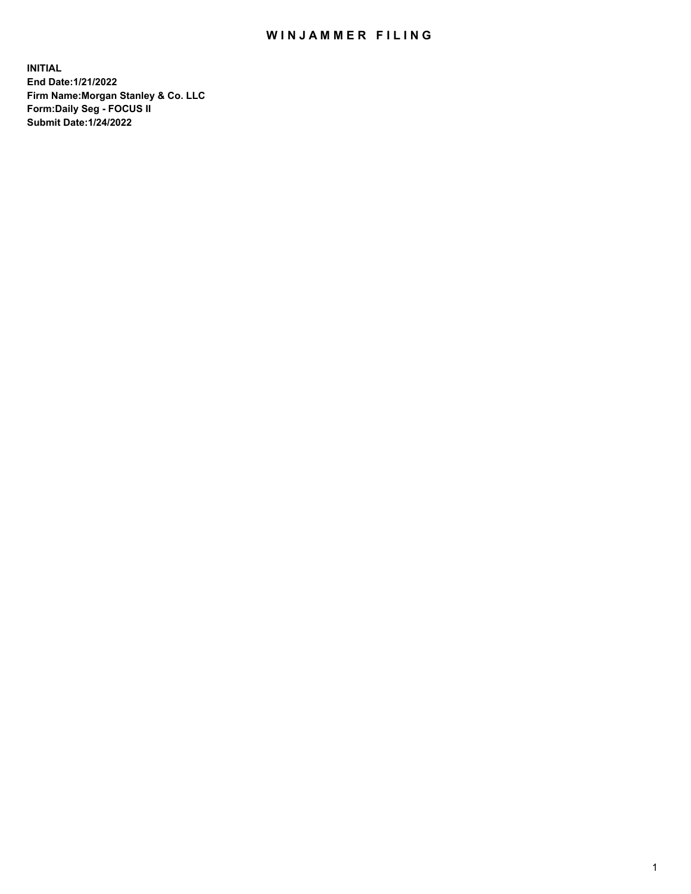# WINJAMMER FILING

**INITIAL**
**End Date:1/21/2022**
**Firm Name:Morgan Stanley & Co. LLC**
**Form:Daily Seg - FOCUS II**
**Submit Date:1/24/2022**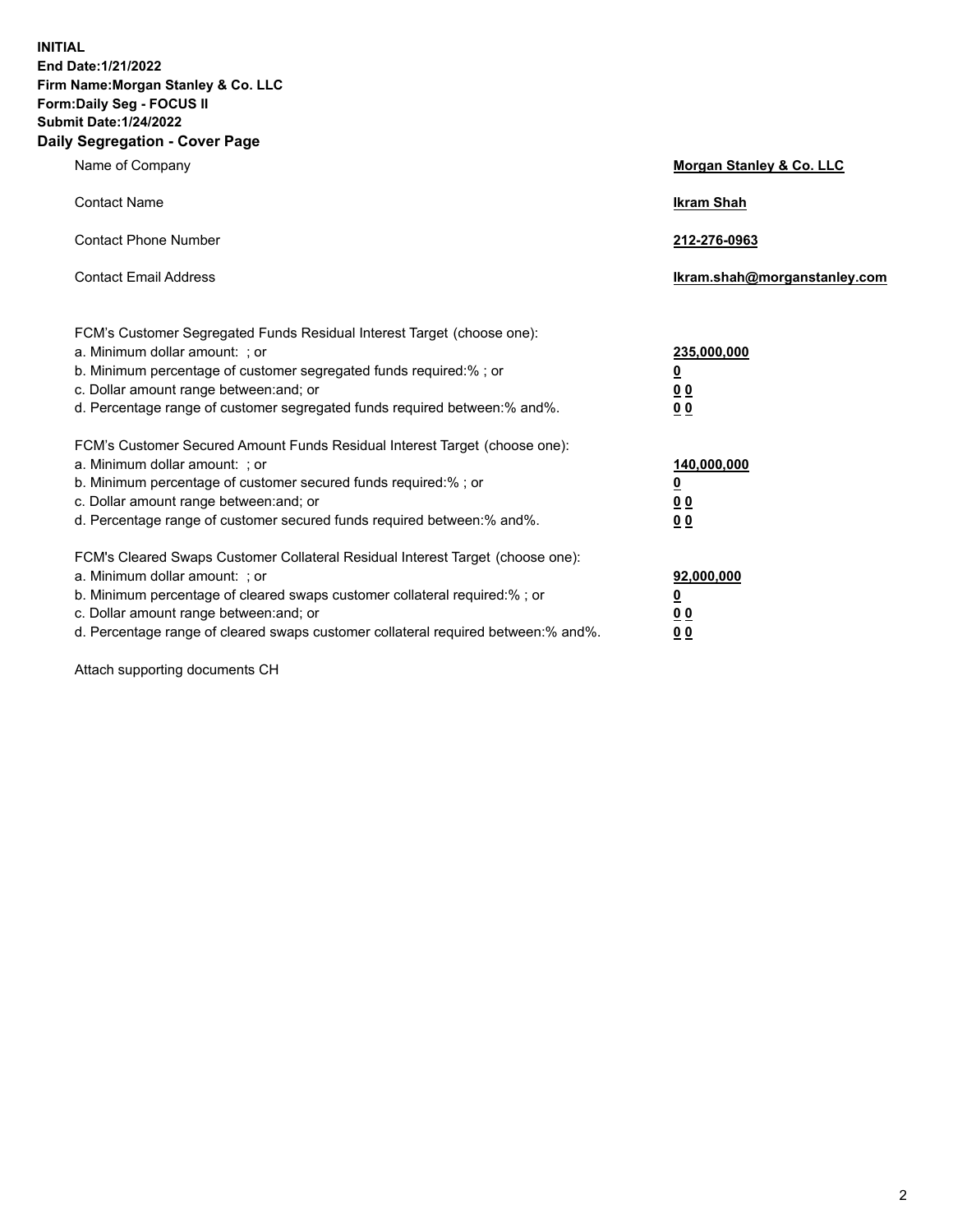**INITIAL**
**End Date:1/21/2022**
**Firm Name:Morgan Stanley & Co. LLC**
**Form:Daily Seg - FOCUS II**
**Submit Date:1/24/2022**

## Daily Segregation - Cover Page

| | |
|---|---|
| Name of Company | **Morgan Stanley & Co. LLC** |
| Contact Name | **Ikram Shah** |
| Contact Phone Number | **212-276-0963** |
| Contact Email Address | **Ikram.shah@morganstanley.com** |

| | |
|---|---|
| FCM's Customer Segregated Funds Residual Interest Target (choose one): | |
| a. Minimum dollar amount: ; or | **235,000,000** |
| b. Minimum percentage of customer segregated funds required:% ; or | **0** |
| c. Dollar amount range between:and; or | **0 0** |
| d. Percentage range of customer segregated funds required between:% and%. | **0 0** |
| FCM's Customer Secured Amount Funds Residual Interest Target (choose one): | |
| a. Minimum dollar amount: ; or | **140,000,000** |
| b. Minimum percentage of customer secured funds required:% ; or | **0** |
| c. Dollar amount range between:and; or | **0 0** |
| d. Percentage range of customer secured funds required between:% and%. | **0 0** |
| FCM's Cleared Swaps Customer Collateral Residual Interest Target (choose one): | |
| a. Minimum dollar amount: ; or | **92,000,000** |
| b. Minimum percentage of cleared swaps customer collateral required:% ; or | **0** |
| c. Dollar amount range between:and; or | **0 0** |
| d. Percentage range of cleared swaps customer collateral required between:% and%. | **0 0** |

Attach supporting documents CH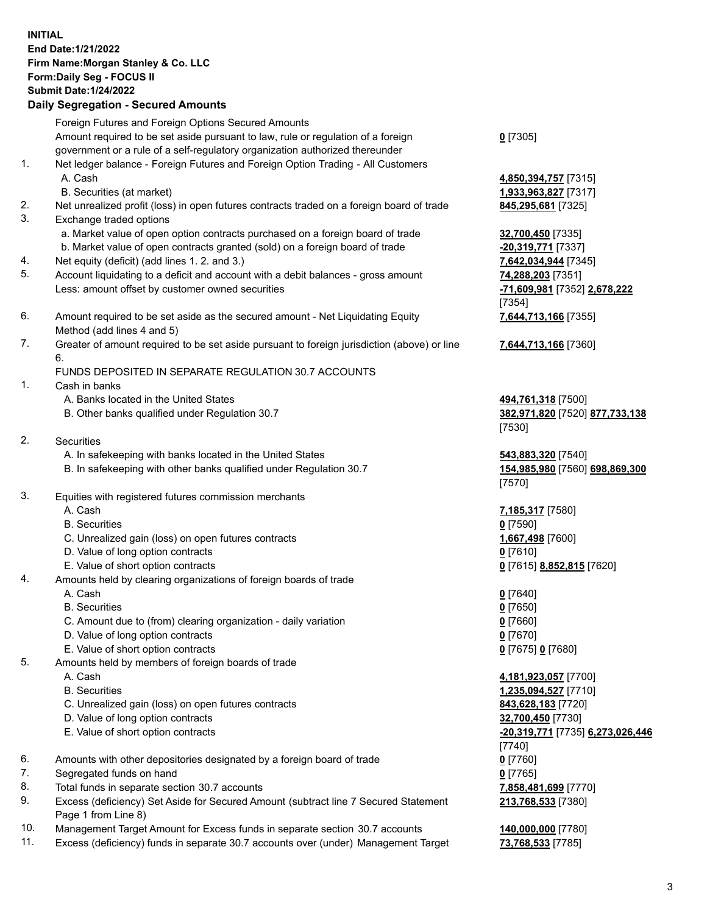**INITIAL**
**End Date:1/21/2022**
**Firm Name:Morgan Stanley & Co. LLC**
**Form:Daily Seg - FOCUS II**
**Submit Date:1/24/2022**

## Daily Segregation - Secured Amounts

| | | |
|---|---|---|
| | Foreign Futures and Foreign Options Secured Amounts | |
| | Amount required to be set aside pursuant to law, rule or regulation of a foreign government or a rule of a self-regulatory organization authorized thereunder | **0** [7305] |
| 1. | Net ledger balance - Foreign Futures and Foreign Option Trading - All Customers | |
| | A. Cash | **4,850,394,757** [7315] |
| | B. Securities (at market) | **1,933,963,827** [7317] |
| 2. | Net unrealized profit (loss) in open futures contracts traded on a foreign board of trade | **845,295,681** [7325] |
| 3. | Exchange traded options | |
| | a. Market value of open option contracts purchased on a foreign board of trade | **32,700,450** [7335] |
| | b. Market value of open contracts granted (sold) on a foreign board of trade | **-20,319,771** [7337] |
| 4. | Net equity (deficit) (add lines 1. 2. and 3.) | **7,642,034,944** [7345] |
| 5. | Account liquidating to a deficit and account with a debit balances - gross amount | **74,288,203** [7351] |
| | Less: amount offset by customer owned securities | **-71,609,981** [7352] **2,678,222** [7354] |
| 6. | Amount required to be set aside as the secured amount - Net Liquidating Equity Method (add lines 4 and 5) | **7,644,713,166** [7355] |
| 7. | Greater of amount required to be set aside pursuant to foreign jurisdiction (above) or line 6. | **7,644,713,166** [7360] |
| | FUNDS DEPOSITED IN SEPARATE REGULATION 30.7 ACCOUNTS | |
| 1. | Cash in banks | |
| | A. Banks located in the United States | **494,761,318** [7500] |
| | B. Other banks qualified under Regulation 30.7 | **382,971,820** [7520] **877,733,138** [7530] |
| 2. | Securities | |
| | A. In safekeeping with banks located in the United States | **543,883,320** [7540] |
| | B. In safekeeping with other banks qualified under Regulation 30.7 | **154,985,980** [7560] **698,869,300** [7570] |
| 3. | Equities with registered futures commission merchants | |
| | A. Cash | **7,185,317** [7580] |
| | B. Securities | **0** [7590] |
| | C. Unrealized gain (loss) on open futures contracts | **1,667,498** [7600] |
| | D. Value of long option contracts | **0** [7610] |
| | E. Value of short option contracts | **0** [7615] **8,852,815** [7620] |
| 4. | Amounts held by clearing organizations of foreign boards of trade | |
| | A. Cash | **0** [7640] |
| | B. Securities | **0** [7650] |
| | C. Amount due to (from) clearing organization - daily variation | **0** [7660] |
| | D. Value of long option contracts | **0** [7670] |
| | E. Value of short option contracts | **0** [7675] **0** [7680] |
| 5. | Amounts held by members of foreign boards of trade | |
| | A. Cash | **4,181,923,057** [7700] |
| | B. Securities | **1,235,094,527** [7710] |
| | C. Unrealized gain (loss) on open futures contracts | **843,628,183** [7720] |
| | D. Value of long option contracts | **32,700,450** [7730] |
| | E. Value of short option contracts | **-20,319,771** [7735] **6,273,026,446** [7740] |
| 6. | Amounts with other depositories designated by a foreign board of trade | **0** [7760] |
| 7. | Segregated funds on hand | **0** [7765] |
| 8. | Total funds in separate section 30.7 accounts | **7,858,481,699** [7770] |
| 9. | Excess (deficiency) Set Aside for Secured Amount (subtract line 7 Secured Statement Page 1 from Line 8) | **213,768,533** [7380] |
| 10. | Management Target Amount for Excess funds in separate section 30.7 accounts | **140,000,000** [7780] |
| 11. | Excess (deficiency) funds in separate 30.7 accounts over (under) Management Target | **73,768,533** [7785] |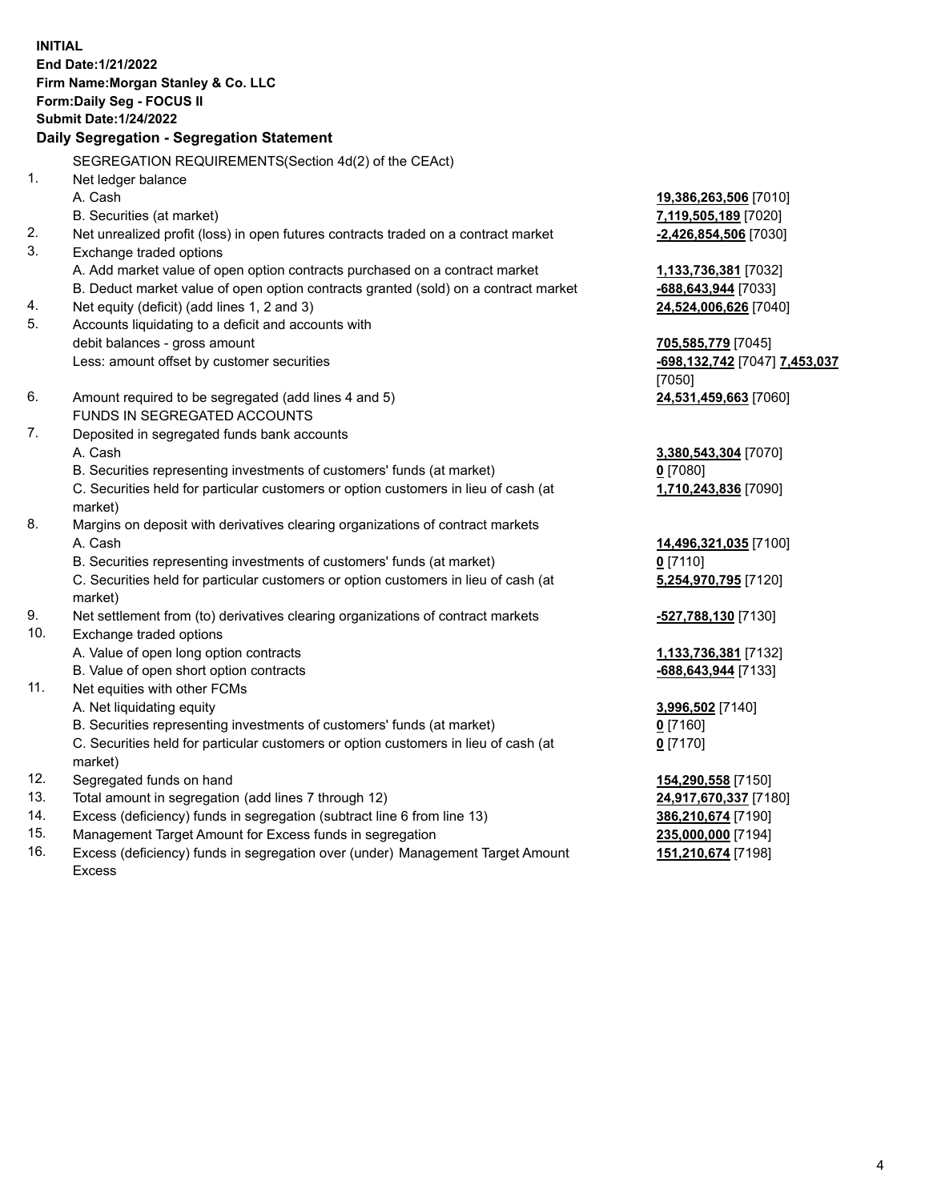**INITIAL**
**End Date:1/21/2022**
**Firm Name:Morgan Stanley & Co. LLC**
**Form:Daily Seg - FOCUS II**
**Submit Date:1/24/2022**

## Daily Segregation - Segregation Statement

SEGREGATION REQUIREMENTS(Section 4d(2) of the CEAct)

| | | |
|---|---|---|
| 1. | Net ledger balance | |
| | A. Cash | **19,386,263,506** [7010] |
| | B. Securities (at market) | **7,119,505,189** [7020] |
| 2. | Net unrealized profit (loss) in open futures contracts traded on a contract market | **-2,426,854,506** [7030] |
| 3. | Exchange traded options | |
| | A. Add market value of open option contracts purchased on a contract market | **1,133,736,381** [7032] |
| | B. Deduct market value of open option contracts granted (sold) on a contract market | **-688,643,944** [7033] |
| 4. | Net equity (deficit) (add lines 1, 2 and 3) | **24,524,006,626** [7040] |
| 5. | Accounts liquidating to a deficit and accounts with debit balances - gross amount | **705,585,779** [7045] |
| | Less: amount offset by customer securities | **-698,132,742** [7047] **7,453,037** [7050] |
| 6. | Amount required to be segregated (add lines 4 and 5) | **24,531,459,663** [7060] |
| | FUNDS IN SEGREGATED ACCOUNTS | |
| 7. | Deposited in segregated funds bank accounts | |
| | A. Cash | **3,380,543,304** [7070] |
| | B. Securities representing investments of customers' funds (at market) | **0** [7080] |
| | C. Securities held for particular customers or option customers in lieu of cash (at market) | **1,710,243,836** [7090] |
| 8. | Margins on deposit with derivatives clearing organizations of contract markets | |
| | A. Cash | **14,496,321,035** [7100] |
| | B. Securities representing investments of customers' funds (at market) | **0** [7110] |
| | C. Securities held for particular customers or option customers in lieu of cash (at market) | **5,254,970,795** [7120] |
| 9. | Net settlement from (to) derivatives clearing organizations of contract markets | **-527,788,130** [7130] |
| 10. | Exchange traded options | |
| | A. Value of open long option contracts | **1,133,736,381** [7132] |
| | B. Value of open short option contracts | **-688,643,944** [7133] |
| 11. | Net equities with other FCMs | |
| | A. Net liquidating equity | **3,996,502** [7140] |
| | B. Securities representing investments of customers' funds (at market) | **0** [7160] |
| | C. Securities held for particular customers or option customers in lieu of cash (at market) | **0** [7170] |
| 12. | Segregated funds on hand | **154,290,558** [7150] |
| 13. | Total amount in segregation (add lines 7 through 12) | **24,917,670,337** [7180] |
| 14. | Excess (deficiency) funds in segregation (subtract line 6 from line 13) | **386,210,674** [7190] |
| 15. | Management Target Amount for Excess funds in segregation | **235,000,000** [7194] |
| 16. | Excess (deficiency) funds in segregation over (under) Management Target Amount Excess | **151,210,674** [7198] |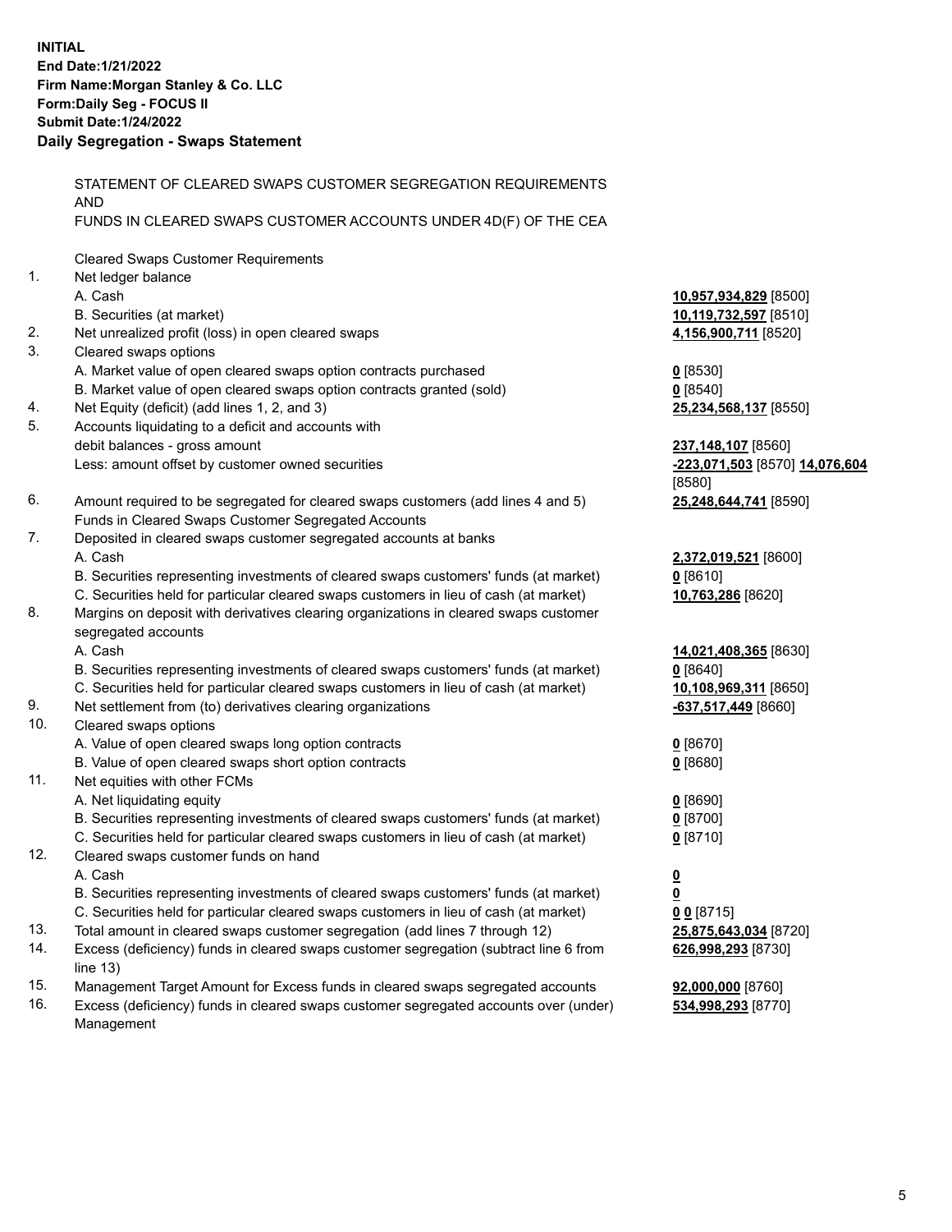**INITIAL**
**End Date:1/21/2022**
**Firm Name:Morgan Stanley & Co. LLC**
**Form:Daily Seg - FOCUS II**
**Submit Date:1/24/2022**
**Daily Segregation - Swaps Statement**

STATEMENT OF CLEARED SWAPS CUSTOMER SEGREGATION REQUIREMENTS AND
FUNDS IN CLEARED SWAPS CUSTOMER ACCOUNTS UNDER 4D(F) OF THE CEA

| | | |
|---|---|---|
| | Cleared Swaps Customer Requirements | |
| 1. | Net ledger balance | |
| | A. Cash | **10,957,934,829** [8500] |
| | B. Securities (at market) | **10,119,732,597** [8510] |
| 2. | Net unrealized profit (loss) in open cleared swaps | **4,156,900,711** [8520] |
| 3. | Cleared swaps options | |
| | A. Market value of open cleared swaps option contracts purchased | **0** [8530] |
| | B. Market value of open cleared swaps option contracts granted (sold) | **0** [8540] |
| 4. | Net Equity (deficit) (add lines 1, 2, and 3) | **25,234,568,137** [8550] |
| 5. | Accounts liquidating to a deficit and accounts with debit balances - gross amount | **237,148,107** [8560] |
| | Less: amount offset by customer owned securities | **-223,071,503** [8570] **14,076,604** [8580] |
| 6. | Amount required to be segregated for cleared swaps customers (add lines 4 and 5) | **25,248,644,741** [8590] |
| | Funds in Cleared Swaps Customer Segregated Accounts | |
| 7. | Deposited in cleared swaps customer segregated accounts at banks | |
| | A. Cash | **2,372,019,521** [8600] |
| | B. Securities representing investments of cleared swaps customers' funds (at market) | **0** [8610] |
| | C. Securities held for particular cleared swaps customers in lieu of cash (at market) | **10,763,286** [8620] |
| 8. | Margins on deposit with derivatives clearing organizations in cleared swaps customer segregated accounts | |
| | A. Cash | **14,021,408,365** [8630] |
| | B. Securities representing investments of cleared swaps customers' funds (at market) | **0** [8640] |
| | C. Securities held for particular cleared swaps customers in lieu of cash (at market) | **10,108,969,311** [8650] |
| 9. | Net settlement from (to) derivatives clearing organizations | **-637,517,449** [8660] |
| 10. | Cleared swaps options | |
| | A. Value of open cleared swaps long option contracts | **0** [8670] |
| | B. Value of open cleared swaps short option contracts | **0** [8680] |
| 11. | Net equities with other FCMs | |
| | A. Net liquidating equity | **0** [8690] |
| | B. Securities representing investments of cleared swaps customers' funds (at market) | **0** [8700] |
| | C. Securities held for particular cleared swaps customers in lieu of cash (at market) | **0** [8710] |
| 12. | Cleared swaps customer funds on hand | |
| | A. Cash | **0** |
| | B. Securities representing investments of cleared swaps customers' funds (at market) | **0** |
| | C. Securities held for particular cleared swaps customers in lieu of cash (at market) | **0** **0** [8715] |
| 13. | Total amount in cleared swaps customer segregation (add lines 7 through 12) | **25,875,643,034** [8720] |
| 14. | Excess (deficiency) funds in cleared swaps customer segregation (subtract line 6 from line 13) | **626,998,293** [8730] |
| 15. | Management Target Amount for Excess funds in cleared swaps segregated accounts | **92,000,000** [8760] |
| 16. | Excess (deficiency) funds in cleared swaps customer segregated accounts over (under) Management | **534,998,293** [8770] |